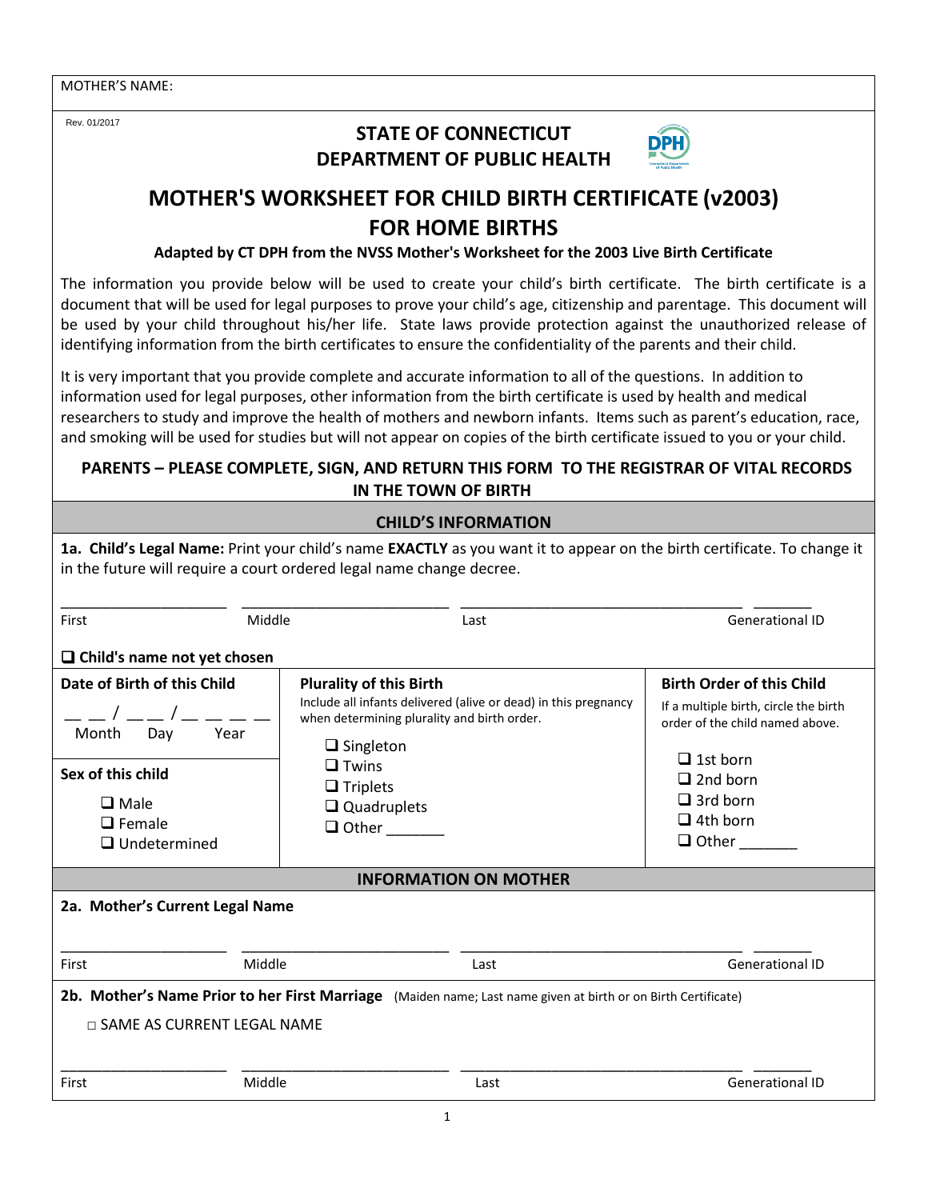MOTHER'S NAME:

Rev. 01/2017

## STATE OF CONNECTICUT
## DEPARTMENT OF PUBLIC HEALTH

# MOTHER'S WORKSHEET FOR CHILD BIRTH CERTIFICATE (v2003) FOR HOME BIRTHS

**Adapted by CT DPH from the NVSS Mother's Worksheet for the 2003 Live Birth Certificate**

The information you provide below will be used to create your child's birth certificate. The birth certificate is a document that will be used for legal purposes to prove your child's age, citizenship and parentage. This document will be used by your child throughout his/her life. State laws provide protection against the unauthorized release of identifying information from the birth certificates to ensure the confidentiality of the parents and their child.

It is very important that you provide complete and accurate information to all of the questions. In addition to information used for legal purposes, other information from the birth certificate is used by health and medical researchers to study and improve the health of mothers and newborn infants. Items such as parent's education, race, and smoking will be used for studies but will not appear on copies of the birth certificate issued to you or your child.

**PARENTS – PLEASE COMPLETE, SIGN, AND RETURN THIS FORM TO THE REGISTRAR OF VITAL RECORDS IN THE TOWN OF BIRTH**

## CHILD'S INFORMATION

**1a. Child's Legal Name:** Print your child's name **EXACTLY** as you want it to appear on the birth certificate. To change it in the future will require a court ordered legal name change decree.

| First | Middle | Last | Generational ID |
|---|---|---|---|
| ____________ | ____________ | ____________ | ________ |

❑ **Child's name not yet chosen**

**Date of Birth of this Child**

__ __ / __ __ / __ __ __ __
Month Day Year

**Sex of this child**

- ❑ Male
- ❑ Female
- ❑ Undetermined

**Plurality of this Birth**

Include all infants delivered (alive or dead) in this pregnancy when determining plurality and birth order.

- ❑ Singleton
- ❑ Twins
- ❑ Triplets
- ❑ Quadruplets
- ❑ Other _______

**Birth Order of this Child**

If a multiple birth, circle the birth order of the child named above.

- ❑ 1st born
- ❑ 2nd born
- ❑ 3rd born
- ❑ 4th born
- ❑ Other _______

## INFORMATION ON MOTHER

**2a. Mother's Current Legal Name**

| First | Middle | Last | Generational ID |
|---|---|---|---|
| ____________ | ____________ | ____________ | ________ |

**2b. Mother's Name Prior to her First Marriage** (Maiden name; Last name given at birth or on Birth Certificate)

□ SAME AS CURRENT LEGAL NAME

| First | Middle | Last | Generational ID |
|---|---|---|---|
| ____________ | ____________ | ____________ | ________ |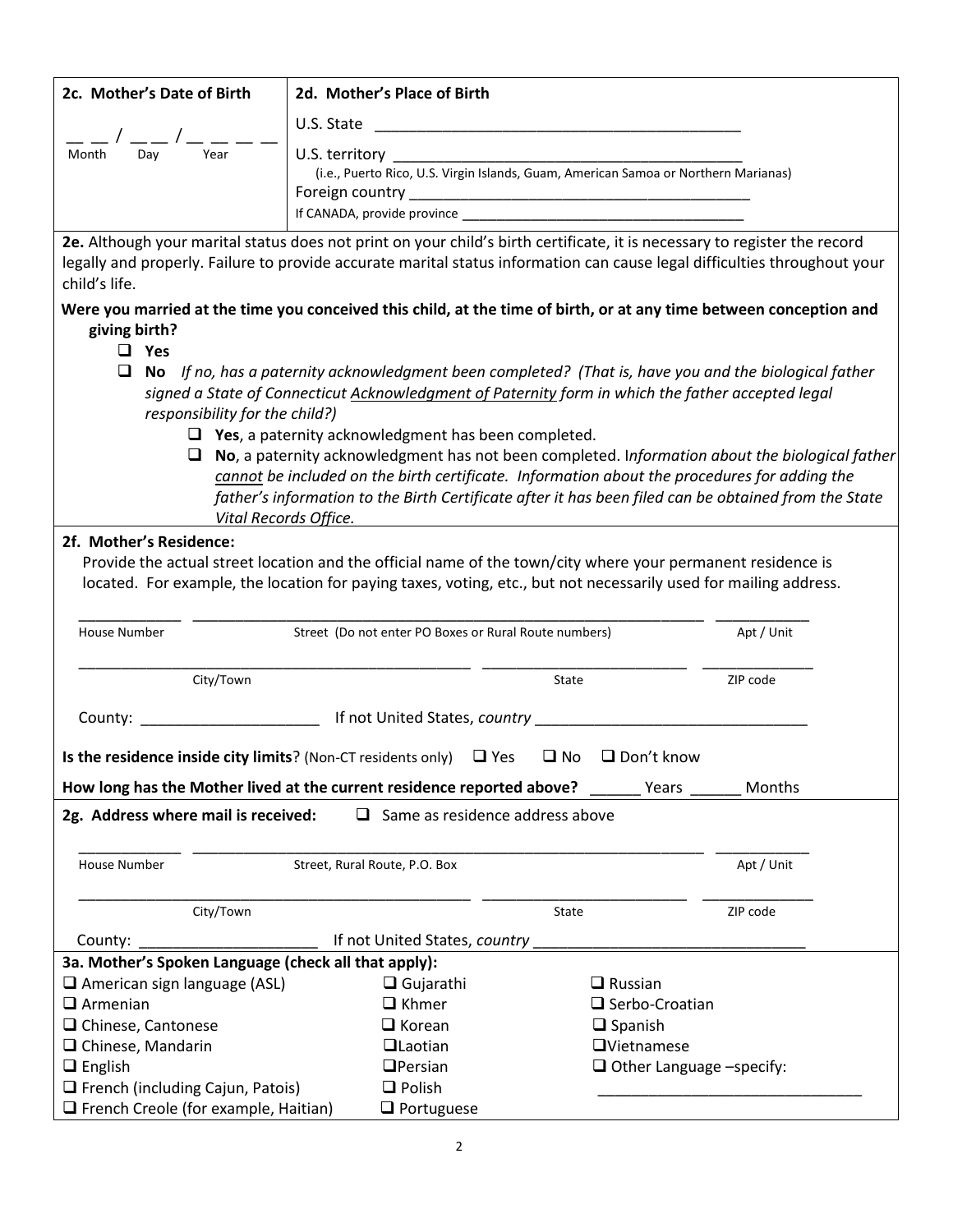**2c. Mother's Date of Birth**

__ __ / __ __ / __ __ __ __
Month Day Year

**2d. Mother's Place of Birth**

U.S. State ____________________________________________

U.S. territory ____________________________________________
(i.e., Puerto Rico, U.S. Virgin Islands, Guam, American Samoa or Northern Marianas)

Foreign country ____________________________________________

If CANADA, provide province ____________________________________

**2e.** Although your marital status does not print on your child's birth certificate, it is necessary to register the record legally and properly. Failure to provide accurate marital status information can cause legal difficulties throughout your child's life.

**Were you married at the time you conceived this child, at the time of birth, or at any time between conception and giving birth?**

- ❑ **Yes**
- ❑ **No** *If no, has a paternity acknowledgment been completed? (That is, have you and the biological father signed a State of Connecticut Acknowledgment of Paternity form in which the father accepted legal responsibility for the child?)*
  - ❑ **Yes**, a paternity acknowledgment has been completed.
  - ❑ **No**, a paternity acknowledgment has not been completed. *Information about the biological father cannot be included on the birth certificate. Information about the procedures for adding the father's information to the Birth Certificate after it has been filed can be obtained from the State Vital Records Office.*

**2f. Mother's Residence:**

Provide the actual street location and the official name of the town/city where your permanent residence is located. For example, the location for paying taxes, voting, etc., but not necessarily used for mailing address.

____________ ____________________________________________ ___________
House Number — Street (Do not enter PO Boxes or Rural Route numbers) — Apt / Unit

____________________________________________ ________________________ ______________
City/Town — State — ZIP code

County: ____________________ If not United States, *country* ________________________________

**Is the residence inside city limits**? (Non-CT residents only) ❑ Yes ❑ No ❑ Don't know

**How long has the Mother lived at the current residence reported above?** ______ Years ______ Months

**2g. Address where mail is received:** ❑ Same as residence address above

____________ ____________________________________________ ___________
House Number — Street, Rural Route, P.O. Box — Apt / Unit

____________________________________________ ________________________ ______________
City/Town — State — ZIP code

County: ____________________ If not United States, *country* ________________________________

**3a. Mother's Spoken Language (check all that apply):**

- ❑ American sign language (ASL)
- ❑ Armenian
- ❑ Chinese, Cantonese
- ❑ Chinese, Mandarin
- ❑ English
- ❑ French (including Cajun, Patois)
- ❑ French Creole (for example, Haitian)
- ❑ Gujarathi
- ❑ Khmer
- ❑ Korean
- ❑ Laotian
- ❑ Persian
- ❑ Polish
- ❑ Portuguese
- ❑ Russian
- ❑ Serbo-Croatian
- ❑ Spanish
- ❑ Vietnamese
- ❑ Other Language –specify: ________________________________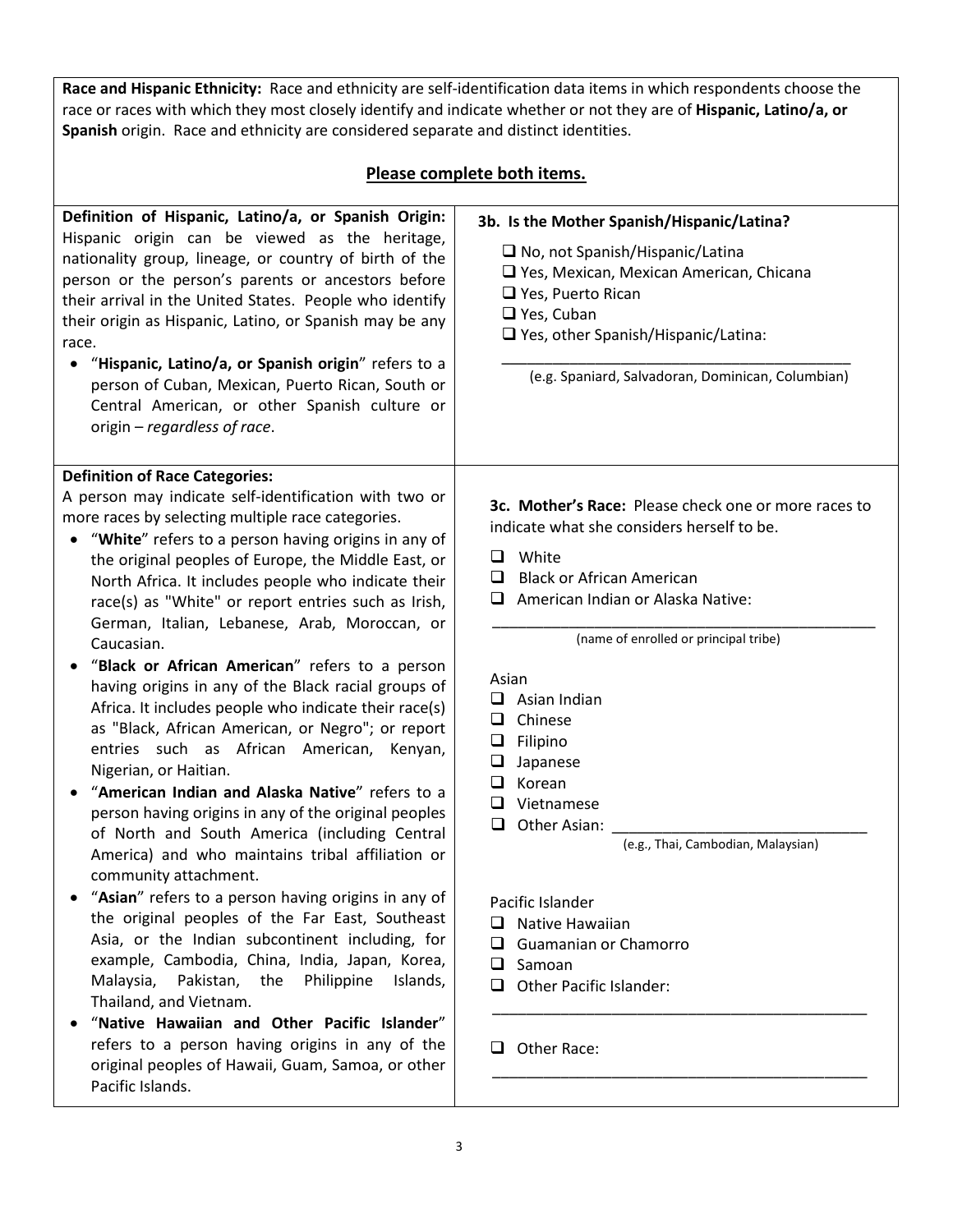**Race and Hispanic Ethnicity:** Race and ethnicity are self-identification data items in which respondents choose the race or races with which they most closely identify and indicate whether or not they are of **Hispanic, Latino/a, or Spanish** origin. Race and ethnicity are considered separate and distinct identities.

**Please complete both items.**

**Definition of Hispanic, Latino/a, or Spanish Origin:** Hispanic origin can be viewed as the heritage, nationality group, lineage, or country of birth of the person or the person's parents or ancestors before their arrival in the United States. People who identify their origin as Hispanic, Latino, or Spanish may be any race.

- "**Hispanic, Latino/a, or Spanish origin**" refers to a person of Cuban, Mexican, Puerto Rican, South or Central American, or other Spanish culture or origin – *regardless of race*.

**3b. Is the Mother Spanish/Hispanic/Latina?**

- ☐ No, not Spanish/Hispanic/Latina
- ☐ Yes, Mexican, Mexican American, Chicana
- ☐ Yes, Puerto Rican
- ☐ Yes, Cuban
- ☐ Yes, other Spanish/Hispanic/Latina:

_______________________________________________
(e.g. Spaniard, Salvadoran, Dominican, Columbian)

**Definition of Race Categories:**
A person may indicate self-identification with two or more races by selecting multiple race categories.

- "**White**" refers to a person having origins in any of the original peoples of Europe, the Middle East, or North Africa. It includes people who indicate their race(s) as "White" or report entries such as Irish, German, Italian, Lebanese, Arab, Moroccan, or Caucasian.
- "**Black or African American**" refers to a person having origins in any of the Black racial groups of Africa. It includes people who indicate their race(s) as "Black, African American, or Negro"; or report entries such as African American, Kenyan, Nigerian, or Haitian.
- "**American Indian and Alaska Native**" refers to a person having origins in any of the original peoples of North and South America (including Central America) and who maintains tribal affiliation or community attachment.
- "**Asian**" refers to a person having origins in any of the original peoples of the Far East, Southeast Asia, or the Indian subcontinent including, for example, Cambodia, China, India, Japan, Korea, Malaysia, Pakistan, the Philippine Islands, Thailand, and Vietnam.
- "**Native Hawaiian and Other Pacific Islander**" refers to a person having origins in any of the original peoples of Hawaii, Guam, Samoa, or other Pacific Islands.

**3c. Mother's Race:** Please check one or more races to indicate what she considers herself to be.

- ☐ White
- ☐ Black or African American
- ☐ American Indian or Alaska Native:

_______________________________________________
(name of enrolled or principal tribe)

Asian

- ☐ Asian Indian
- ☐ Chinese
- ☐ Filipino
- ☐ Japanese
- ☐ Korean
- ☐ Vietnamese
- ☐ Other Asian: ______________________________
(e.g., Thai, Cambodian, Malaysian)

Pacific Islander

- ☐ Native Hawaiian
- ☐ Guamanian or Chamorro
- ☐ Samoan
- ☐ Other Pacific Islander:

_______________________________________________

- ☐ Other Race:

_______________________________________________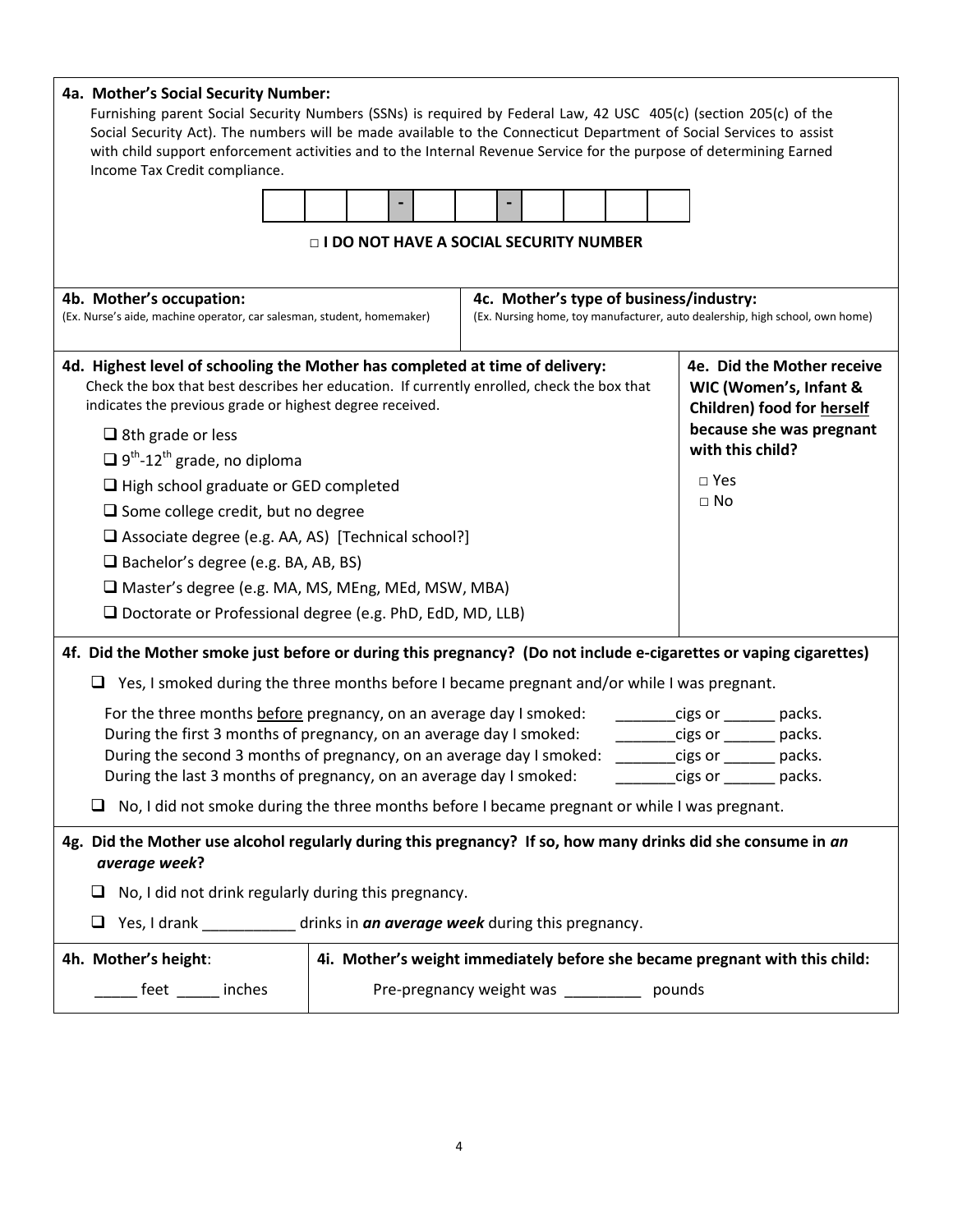**4a. Mother's Social Security Number:**

Furnishing parent Social Security Numbers (SSNs) is required by Federal Law, 42 USC 405(c) (section 205(c) of the Social Security Act). The numbers will be made available to the Connecticut Department of Social Services to assist with child support enforcement activities and to the Internal Revenue Service for the purpose of determining Earned Income Tax Credit compliance.

| | | | - | | | - | | | | |
|---|---|---|---|---|---|---|---|---|---|---|
| | | | - | | | - | | | | |

□ **I DO NOT HAVE A SOCIAL SECURITY NUMBER**

| **4b. Mother's occupation:** (Ex. Nurse's aide, machine operator, car salesman, student, homemaker) | **4c. Mother's type of business/industry:** (Ex. Nursing home, toy manufacturer, auto dealership, high school, own home) |
|---|---|
| | |

**4d. Highest level of schooling the Mother has completed at time of delivery:**

Check the box that best describes her education. If currently enrolled, check the box that indicates the previous grade or highest degree received.

- ❑ 8th grade or less
- ❑ $9^{th}$-$12^{th}$ grade, no diploma
- ❑ High school graduate or GED completed
- ❑ Some college credit, but no degree
- ❑ Associate degree (e.g. AA, AS) [Technical school?]
- ❑ Bachelor's degree (e.g. BA, AB, BS)
- ❑ Master's degree (e.g. MA, MS, MEng, MEd, MSW, MBA)
- ❑ Doctorate or Professional degree (e.g. PhD, EdD, MD, LLB)

**4e. Did the Mother receive WIC (Women's, Infant & Children) food for herself because she was pregnant with this child?**

- □ Yes
- □ No

**4f. Did the Mother smoke just before or during this pregnancy? (Do not include e-cigarettes or vaping cigarettes)**

❑ Yes, I smoked during the three months before I became pregnant and/or while I was pregnant.

For the three months before pregnancy, on an average day I smoked: _______cigs or ______ packs.
During the first 3 months of pregnancy, on an average day I smoked: _______cigs or ______ packs.
During the second 3 months of pregnancy, on an average day I smoked: _______cigs or ______ packs.
During the last 3 months of pregnancy, on an average day I smoked: _______cigs or ______ packs.

❑ No, I did not smoke during the three months before I became pregnant or while I was pregnant.

**4g. Did the Mother use alcohol regularly during this pregnancy? If so, how many drinks did she consume in *an average week*?**

❑ No, I did not drink regularly during this pregnancy.

❑ Yes, I drank ___________ drinks in ***an average week*** during this pregnancy.

| **4h. Mother's height**: | **4i. Mother's weight immediately before she became pregnant with this child:** |
|---|---|
| _____ feet _____ inches | Pre-pregnancy weight was _________ pounds |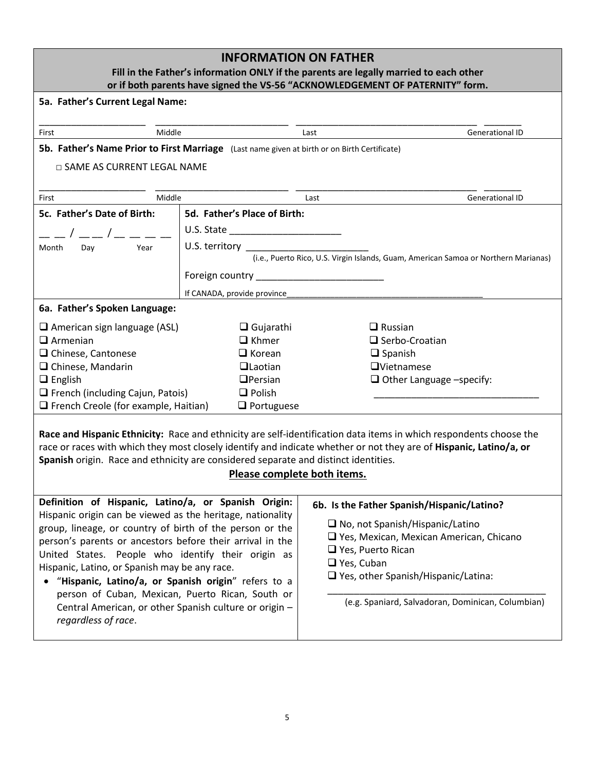## INFORMATION ON FATHER

**Fill in the Father's information ONLY if the parents are legally married to each other or if both parents have signed the VS-56 "ACKNOWLEDGEMENT OF PATERNITY" form.**

**5a. Father's Current Legal Name:**

| _____________ | _____________ | _____________ | _______ |
|---|---|---|---|
| First | Middle | Last | Generational ID |

**5b. Father's Name Prior to First Marriage** (Last name given at birth or on Birth Certificate)

□ SAME AS CURRENT LEGAL NAME

| _____________ | _____________ | _____________ | _______ |
|---|---|---|---|
| First | Middle | Last | Generational ID |

**5c. Father's Date of Birth:**

__ __ / __ __ / __ __ __ __

Month Day Year

**5d. Father's Place of Birth:**

U.S. State ____________________

U.S. territory ____________________
(i.e., Puerto Rico, U.S. Virgin Islands, Guam, American Samoa or Northern Marianas)

Foreign country ____________________

If CANADA, provide province____________________

**6a. Father's Spoken Language:**

- ❑ American sign language (ASL)
- ❑ Armenian
- ❑ Chinese, Cantonese
- ❑ Chinese, Mandarin
- ❑ English
- ❑ French (including Cajun, Patois)
- ❑ French Creole (for example, Haitian)
- ❑ Gujarathi
- ❑ Khmer
- ❑ Korean
- ❑ Laotian
- ❑ Persian
- ❑ Polish
- ❑ Portuguese
- ❑ Russian
- ❑ Serbo-Croatian
- ❑ Spanish
- ❑ Vietnamese
- ❑ Other Language –specify: ____________________

**Race and Hispanic Ethnicity:** Race and ethnicity are self-identification data items in which respondents choose the race or races with which they most closely identify and indicate whether or not they are of **Hispanic, Latino/a, or Spanish** origin. Race and ethnicity are considered separate and distinct identities.

**Please complete both items.**

**Definition of Hispanic, Latino/a, or Spanish Origin:** Hispanic origin can be viewed as the heritage, nationality group, lineage, or country of birth of the person or the person's parents or ancestors before their arrival in the United States. People who identify their origin as Hispanic, Latino, or Spanish may be any race.

- "**Hispanic, Latino/a, or Spanish origin**" refers to a person of Cuban, Mexican, Puerto Rican, South or Central American, or other Spanish culture or origin – *regardless of race*.

**6b. Is the Father Spanish/Hispanic/Latino?**

- ❑ No, not Spanish/Hispanic/Latino
- ❑ Yes, Mexican, Mexican American, Chicano
- ❑ Yes, Puerto Rican
- ❑ Yes, Cuban
- ❑ Yes, other Spanish/Hispanic/Latina:

____________________
(e.g. Spaniard, Salvadoran, Dominican, Columbian)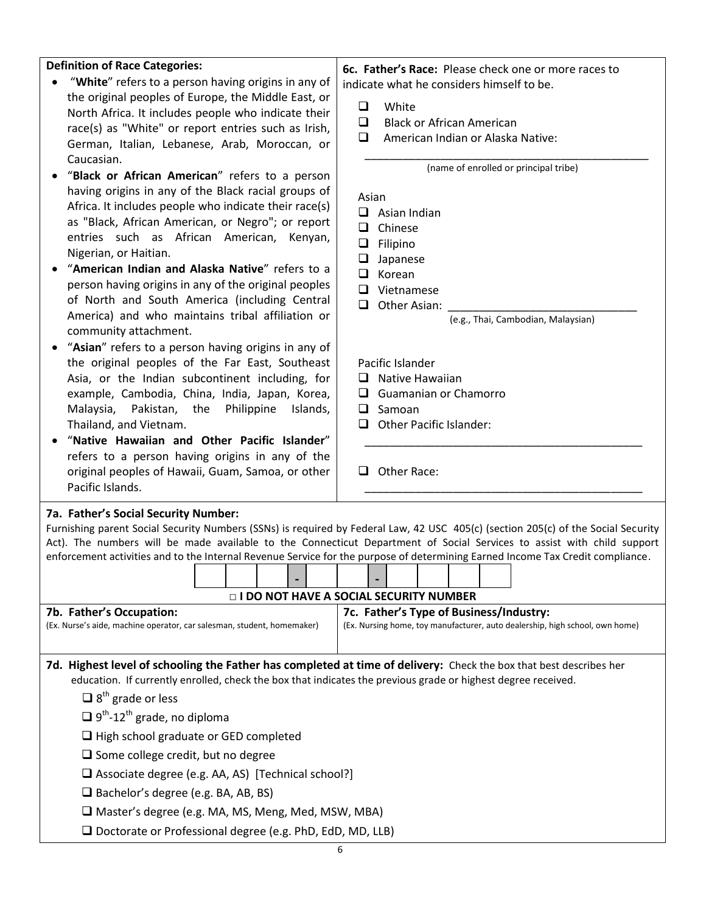**Definition of Race Categories:**

- "**White**" refers to a person having origins in any of the original peoples of Europe, the Middle East, or North Africa. It includes people who indicate their race(s) as "White" or report entries such as Irish, German, Italian, Lebanese, Arab, Moroccan, or Caucasian.
- "**Black or African American**" refers to a person having origins in any of the Black racial groups of Africa. It includes people who indicate their race(s) as "Black, African American, or Negro"; or report entries such as African American, Kenyan, Nigerian, or Haitian.
- "**American Indian and Alaska Native**" refers to a person having origins in any of the original peoples of North and South America (including Central America) and who maintains tribal affiliation or community attachment.
- "**Asian**" refers to a person having origins in any of the original peoples of the Far East, Southeast Asia, or the Indian subcontinent including, for example, Cambodia, China, India, Japan, Korea, Malaysia, Pakistan, the Philippine Islands, Thailand, and Vietnam.
- "**Native Hawaiian and Other Pacific Islander**" refers to a person having origins in any of the original peoples of Hawaii, Guam, Samoa, or other Pacific Islands.

**6c. Father's Race:** Please check one or more races to indicate what he considers himself to be.

- ❑ White
- ❑ Black or African American
- ❑ American Indian or Alaska Native:

______________________________________________
(name of enrolled or principal tribe)

Asian

- ❑ Asian Indian
- ❑ Chinese
- ❑ Filipino
- ❑ Japanese
- ❑ Korean
- ❑ Vietnamese
- ❑ Other Asian: ______________________________
(e.g., Thai, Cambodian, Malaysian)

Pacific Islander

- ❑ Native Hawaiian
- ❑ Guamanian or Chamorro
- ❑ Samoan
- ❑ Other Pacific Islander:

______________________________________________

- ❑ Other Race:

______________________________________________

**7a. Father's Social Security Number:**

Furnishing parent Social Security Numbers (SSNs) is required by Federal Law, 42 USC 405(c) (section 205(c) of the Social Security Act). The numbers will be made available to the Connecticut Department of Social Services to assist with child support enforcement activities and to the Internal Revenue Service for the purpose of determining Earned Income Tax Credit compliance.

| | | | - | | | - | | | | |
|---|---|---|---|---|---|---|---|---|---|---|

□ **I DO NOT HAVE A SOCIAL SECURITY NUMBER**

| **7b. Father's Occupation:** (Ex. Nurse's aide, machine operator, car salesman, student, homemaker) | **7c. Father's Type of Business/Industry:** (Ex. Nursing home, toy manufacturer, auto dealership, high school, own home) |
|---|---|
| | |

**7d. Highest level of schooling the Father has completed at time of delivery:** Check the box that best describes her education. If currently enrolled, check the box that indicates the previous grade or highest degree received.

- ❑ 8th grade or less
- ❑ 9th-12th grade, no diploma
- ❑ High school graduate or GED completed
- ❑ Some college credit, but no degree
- ❑ Associate degree (e.g. AA, AS) [Technical school?]
- ❑ Bachelor's degree (e.g. BA, AB, BS)
- ❑ Master's degree (e.g. MA, MS, Meng, Med, MSW, MBA)
- ❑ Doctorate or Professional degree (e.g. PhD, EdD, MD, LLB)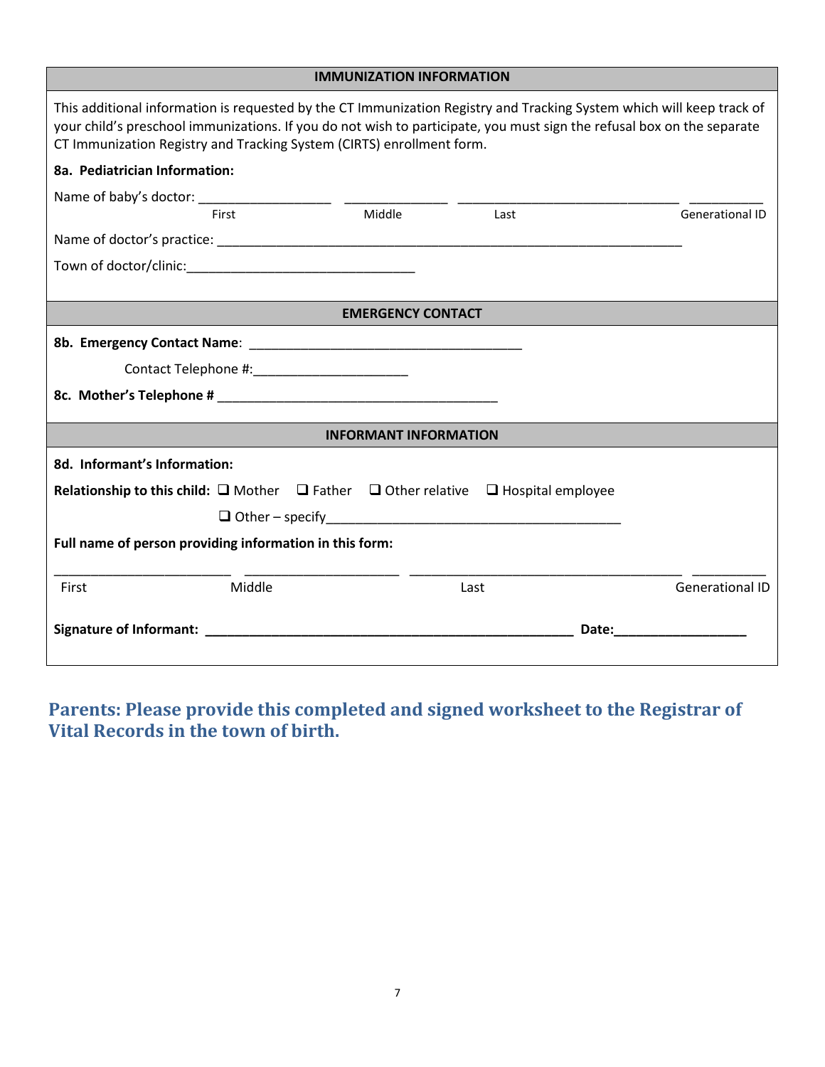## IMMUNIZATION INFORMATION

This additional information is requested by the CT Immunization Registry and Tracking System which will keep track of your child's preschool immunizations. If you do not wish to participate, you must sign the refusal box on the separate CT Immunization Registry and Tracking System (CIRTS) enrollment form.

**8a. Pediatrician Information:**

Name of baby's doctor: ________________ ____________ __________________________ _________

First Middle Last Generational ID

Name of doctor's practice: _______________________________________________________

Town of doctor/clinic:___________________________

## EMERGENCY CONTACT

**8b. Emergency Contact Name**: _________________________________

Contact Telephone #:___________________

**8c. Mother's Telephone #** __________________________________

## INFORMANT INFORMATION

**8d. Informant's Information:**

**Relationship to this child:** ❑ Mother ❑ Father ❑ Other relative ❑ Hospital employee

❑ Other – specify____________________________________

**Full name of person providing information in this form:**

_____________________ ___________________ _________________________________ _________

First Middle Last Generational ID

**Signature of Informant: ____________________________________________ Date:________________**

**Parents: Please provide this completed and signed worksheet to the Registrar of Vital Records in the town of birth.**